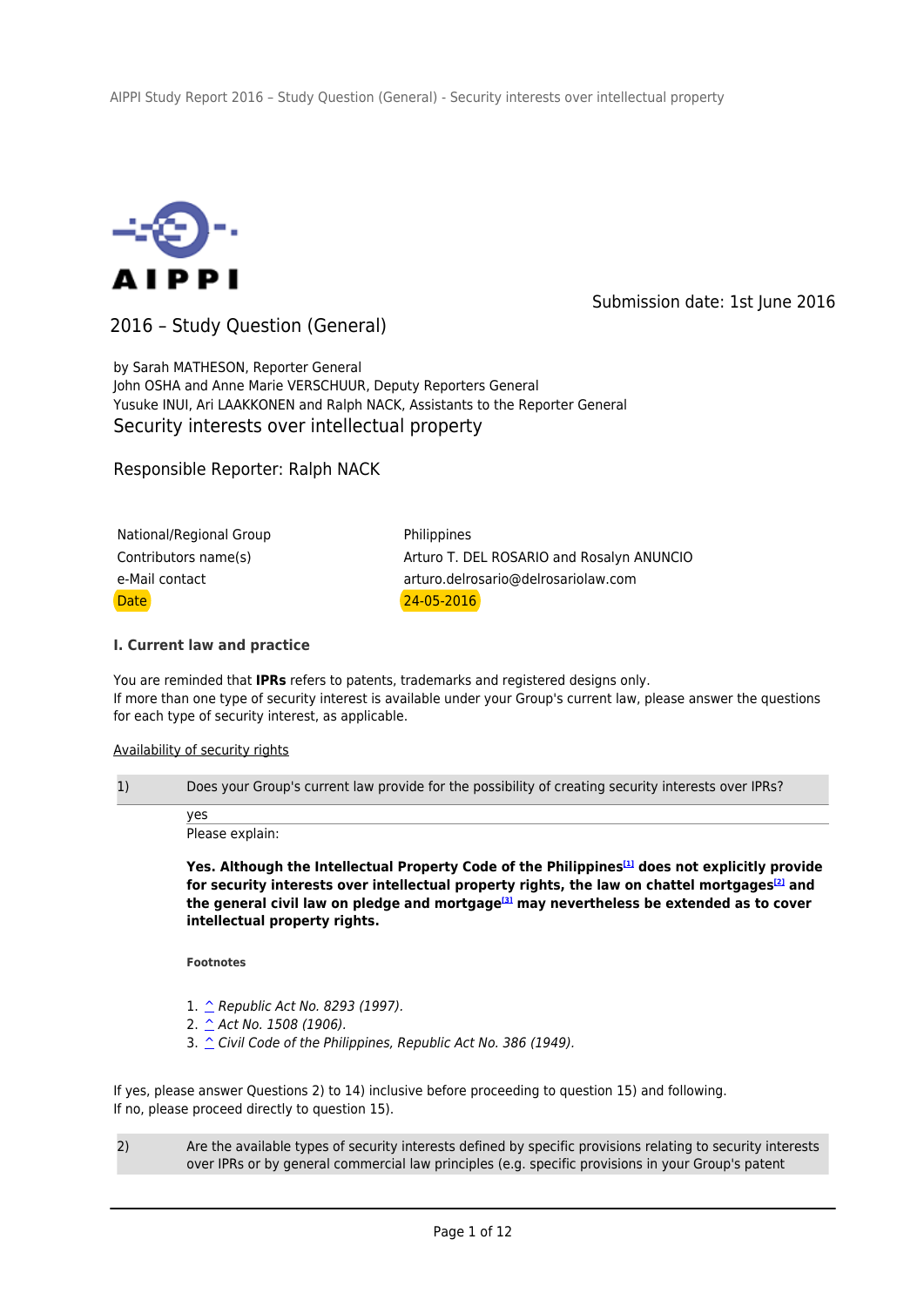AIPPI

Submission date: 1st June 2016

## 2016 – Study Question (General)

by Sarah MATHESON, Reporter General
John OSHA and Anne Marie VERSCHUUR, Deputy Reporters General
Yusuke INUI, Ari LAAKKONEN and Ralph NACK, Assistants to the Reporter General

# Security interests over intellectual property

Responsible Reporter: Ralph NACK

| | |
|---|---|
| National/Regional Group | Philippines |
| Contributors name(s) | Arturo T. DEL ROSARIO and Rosalyn ANUNCIO |
| e-Mail contact | arturo.delrosario@delrosariolaw.com |
| Date | 24-05-2016 |

### I. Current law and practice

You are reminded that **IPRs** refers to patents, trademarks and registered designs only.
If more than one type of security interest is available under your Group's current law, please answer the questions for each type of security interest, as applicable.

Availability of security rights

| | |
|---|---|
| 1) | Does your Group's current law provide for the possibility of creating security interests over IPRs? |

yes

Please explain:

**Yes. Although the Intellectual Property Code of the Philippines[1] does not explicitly provide for security interests over intellectual property rights, the law on chattel mortgages[2] and the general civil law on pledge and mortgage[3] may nevertheless be extended as to cover intellectual property rights.**

**Footnotes**

1. ^ *Republic Act No. 8293 (1997).*
2. ^ *Act No. 1508 (1906).*
3. ^ *Civil Code of the Philippines, Republic Act No. 386 (1949).*

If yes, please answer Questions 2) to 14) inclusive before proceeding to question 15) and following.
If no, please proceed directly to question 15).

| | |
|---|---|
| 2) | Are the available types of security interests defined by specific provisions relating to security interests over IPRs or by general commercial law principles (e.g. specific provisions in your Group's patent |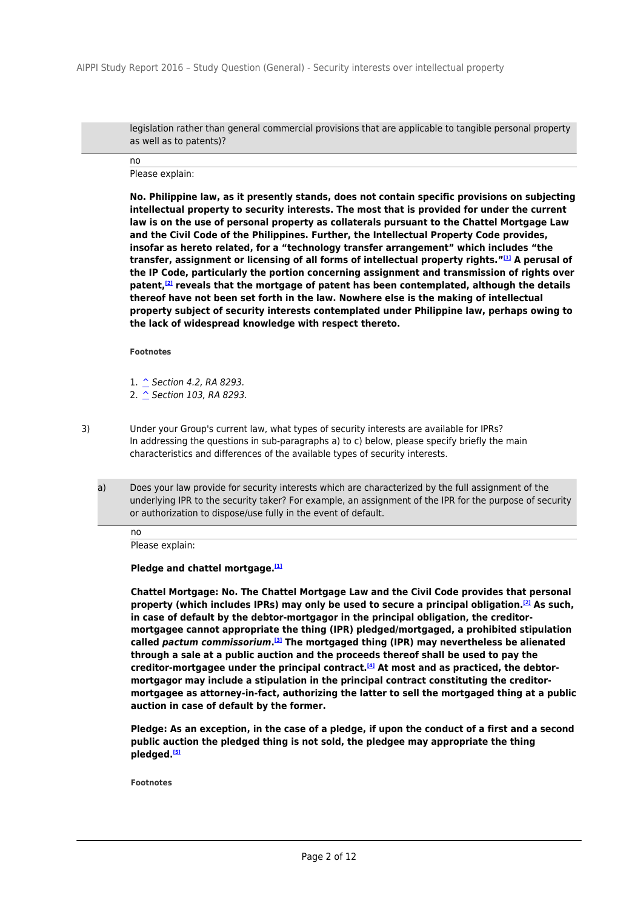legislation rather than general commercial provisions that are applicable to tangible personal property as well as to patents)?

no

Please explain:

**No. Philippine law, as it presently stands, does not contain specific provisions on subjecting intellectual property to security interests. The most that is provided for under the current law is on the use of personal property as collaterals pursuant to the Chattel Mortgage Law and the Civil Code of the Philippines. Further, the Intellectual Property Code provides, insofar as hereto related, for a "technology transfer arrangement" which includes "the transfer, assignment or licensing of all forms of intellectual property rights."[1] A perusal of the IP Code, particularly the portion concerning assignment and transmission of rights over patent,[2] reveals that the mortgage of patent has been contemplated, although the details thereof have not been set forth in the law. Nowhere else is the making of intellectual property subject of security interests contemplated under Philippine law, perhaps owing to the lack of widespread knowledge with respect thereto.**

**Footnotes**

1. ^ *Section 4.2, RA 8293.*
2. ^ *Section 103, RA 8293.*

3) Under your Group's current law, what types of security interests are available for IPRs? In addressing the questions in sub-paragraphs a) to c) below, please specify briefly the main characteristics and differences of the available types of security interests.

a) Does your law provide for security interests which are characterized by the full assignment of the underlying IPR to the security taker? For example, an assignment of the IPR for the purpose of security or authorization to dispose/use fully in the event of default.

no

Please explain:

**Pledge and chattel mortgage.[1]**

**Chattel Mortgage: No. The Chattel Mortgage Law and the Civil Code provides that personal property (which includes IPRs) may only be used to secure a principal obligation.[2] As such, in case of default by the debtor-mortgagor in the principal obligation, the creditor-mortgagee cannot appropriate the thing (IPR) pledged/mortgaged, a prohibited stipulation called *pactum commissorium*.[3] The mortgaged thing (IPR) may nevertheless be alienated through a sale at a public auction and the proceeds thereof shall be used to pay the creditor-mortgagee under the principal contract.[4] At most and as practiced, the debtor-mortgagor may include a stipulation in the principal contract constituting the creditor-mortgagee as attorney-in-fact, authorizing the latter to sell the mortgaged thing at a public auction in case of default by the former.**

**Pledge: As an exception, in the case of a pledge, if upon the conduct of a first and a second public auction the pledged thing is not sold, the pledgee may appropriate the thing pledged.[5]**

**Footnotes**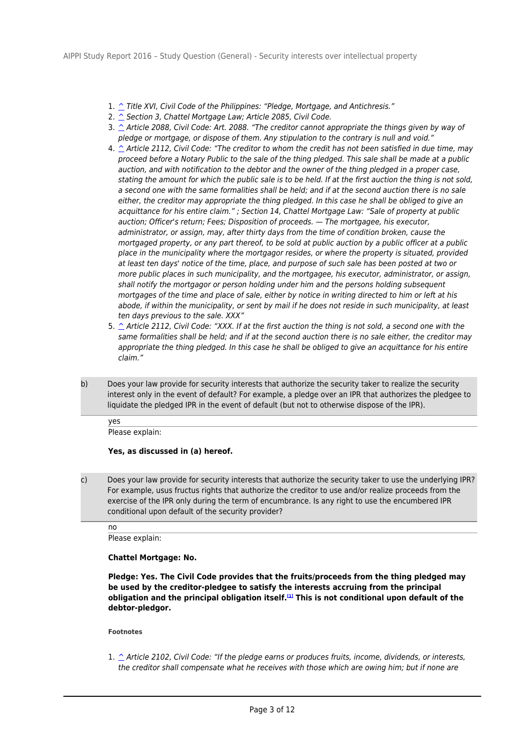1. ^ *Title XVI, Civil Code of the Philippines: "Pledge, Mortgage, and Antichresis."*
2. ^ *Section 3, Chattel Mortgage Law; Article 2085, Civil Code.*
3. ^ *Article 2088, Civil Code: Art. 2088. "The creditor cannot appropriate the things given by way of pledge or mortgage, or dispose of them. Any stipulation to the contrary is null and void."*
4. ^ *Article 2112, Civil Code: "The creditor to whom the credit has not been satisfied in due time, may proceed before a Notary Public to the sale of the thing pledged. This sale shall be made at a public auction, and with notification to the debtor and the owner of the thing pledged in a proper case, stating the amount for which the public sale is to be held. If at the first auction the thing is not sold, a second one with the same formalities shall be held; and if at the second auction there is no sale either, the creditor may appropriate the thing pledged. In this case he shall be obliged to give an acquittance for his entire claim." ; Section 14, Chattel Mortgage Law: "Sale of property at public auction; Officer's return; Fees; Disposition of proceeds. — The mortgagee, his executor, administrator, or assign, may, after thirty days from the time of condition broken, cause the mortgaged property, or any part thereof, to be sold at public auction by a public officer at a public place in the municipality where the mortgagor resides, or where the property is situated, provided at least ten days' notice of the time, place, and purpose of such sale has been posted at two or more public places in such municipality, and the mortgagee, his executor, administrator, or assign, shall notify the mortgagor or person holding under him and the persons holding subsequent mortgages of the time and place of sale, either by notice in writing directed to him or left at his abode, if within the municipality, or sent by mail if he does not reside in such municipality, at least ten days previous to the sale. XXX"*
5. ^ *Article 2112, Civil Code: "XXX. If at the first auction the thing is not sold, a second one with the same formalities shall be held; and if at the second auction there is no sale either, the creditor may appropriate the thing pledged. In this case he shall be obliged to give an acquittance for his entire claim."*

b) Does your law provide for security interests that authorize the security taker to realize the security interest only in the event of default? For example, a pledge over an IPR that authorizes the pledgee to liquidate the pledged IPR in the event of default (but not to otherwise dispose of the IPR).

yes

Please explain:

**Yes, as discussed in (a) hereof.**

c) Does your law provide for security interests that authorize the security taker to use the underlying IPR? For example, usus fructus rights that authorize the creditor to use and/or realize proceeds from the exercise of the IPR only during the term of encumbrance. Is any right to use the encumbered IPR conditional upon default of the security provider?

no

Please explain:

**Chattel Mortgage: No.**

**Pledge: Yes. The Civil Code provides that the fruits/proceeds from the thing pledged may be used by the creditor-pledgee to satisfy the interests accruing from the principal obligation and the principal obligation itself.[1] This is not conditional upon default of the debtor-pledgor.**

**Footnotes**

1. ^ *Article 2102, Civil Code: "If the pledge earns or produces fruits, income, dividends, or interests, the creditor shall compensate what he receives with those which are owing him; but if none are*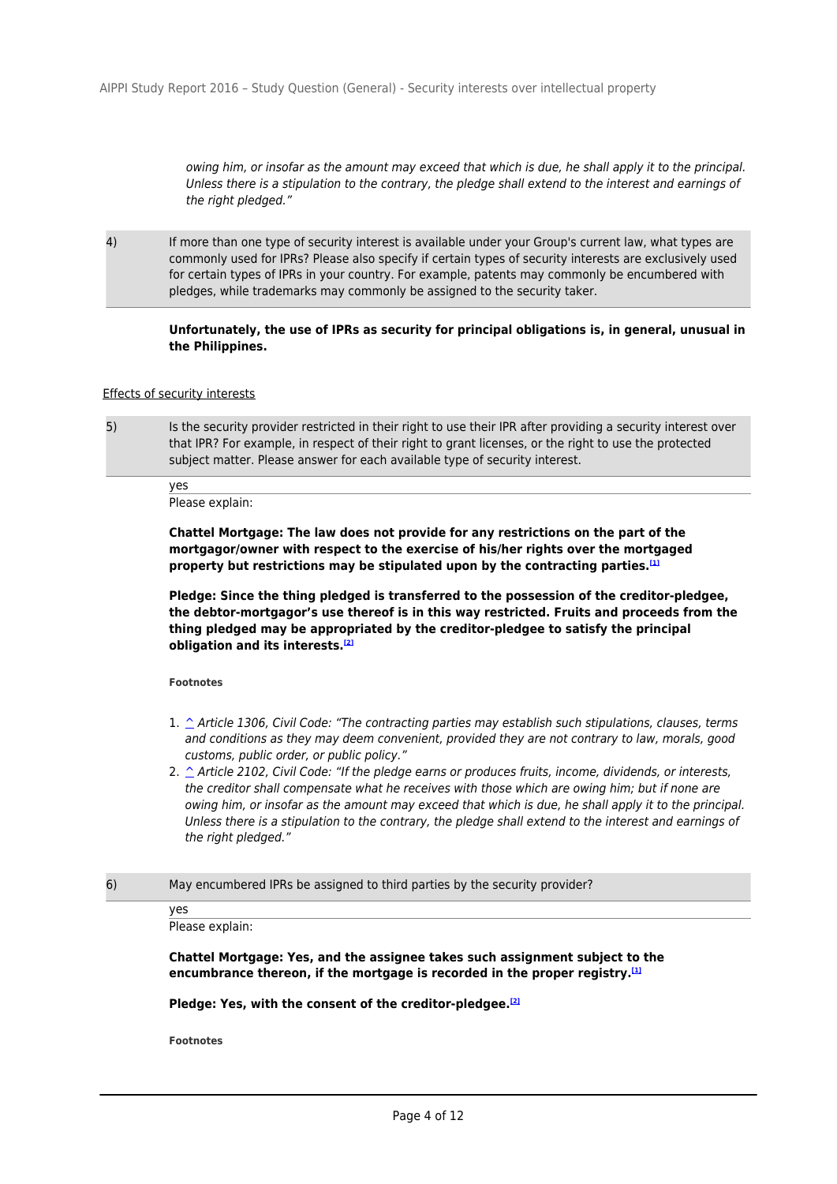*owing him, or insofar as the amount may exceed that which is due, he shall apply it to the principal. Unless there is a stipulation to the contrary, the pledge shall extend to the interest and earnings of the right pledged."*

4) If more than one type of security interest is available under your Group's current law, what types are commonly used for IPRs? Please also specify if certain types of security interests are exclusively used for certain types of IPRs in your country. For example, patents may commonly be encumbered with pledges, while trademarks may commonly be assigned to the security taker.

**Unfortunately, the use of IPRs as security for principal obligations is, in general, unusual in the Philippines.**

Effects of security interests

5) Is the security provider restricted in their right to use their IPR after providing a security interest over that IPR? For example, in respect of their right to grant licenses, or the right to use the protected subject matter. Please answer for each available type of security interest.

yes

Please explain:

**Chattel Mortgage: The law does not provide for any restrictions on the part of the mortgagor/owner with respect to the exercise of his/her rights over the mortgaged property but restrictions may be stipulated upon by the contracting parties.[1]**

**Pledge: Since the thing pledged is transferred to the possession of the creditor-pledgee, the debtor-mortgagor's use thereof is in this way restricted. Fruits and proceeds from the thing pledged may be appropriated by the creditor-pledgee to satisfy the principal obligation and its interests.[2]**

**Footnotes**

1. ^ *Article 1306, Civil Code: "The contracting parties may establish such stipulations, clauses, terms and conditions as they may deem convenient, provided they are not contrary to law, morals, good customs, public order, or public policy."*
2. ^ *Article 2102, Civil Code: "If the pledge earns or produces fruits, income, dividends, or interests, the creditor shall compensate what he receives with those which are owing him; but if none are owing him, or insofar as the amount may exceed that which is due, he shall apply it to the principal. Unless there is a stipulation to the contrary, the pledge shall extend to the interest and earnings of the right pledged."*

6) May encumbered IPRs be assigned to third parties by the security provider?

yes

Please explain:

**Chattel Mortgage: Yes, and the assignee takes such assignment subject to the encumbrance thereon, if the mortgage is recorded in the proper registry.[1]**

**Pledge: Yes, with the consent of the creditor-pledgee.[2]**

**Footnotes**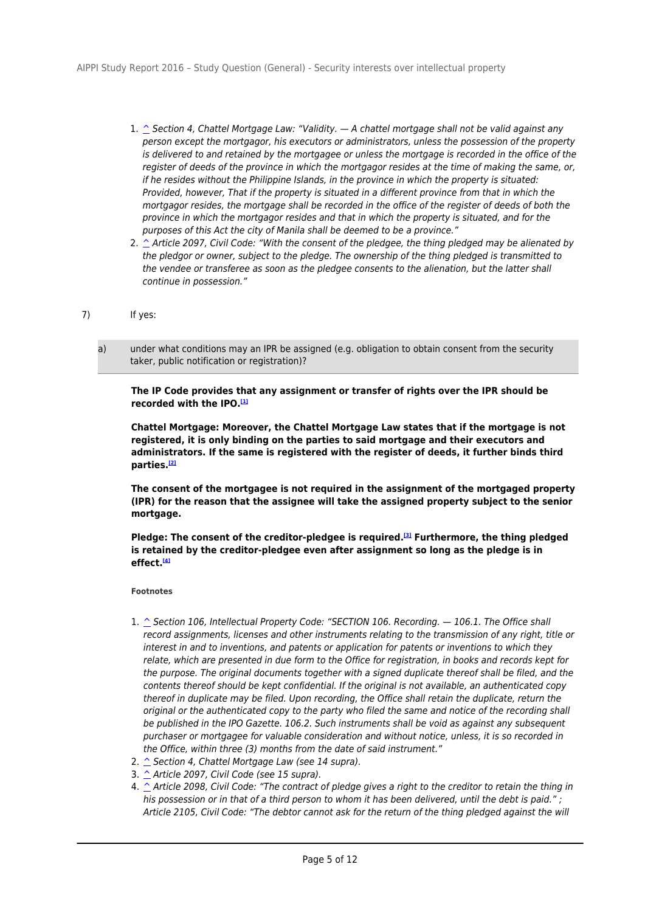1. ^ *Section 4, Chattel Mortgage Law: "Validity. — A chattel mortgage shall not be valid against any person except the mortgagor, his executors or administrators, unless the possession of the property is delivered to and retained by the mortgagee or unless the mortgage is recorded in the office of the register of deeds of the province in which the mortgagor resides at the time of making the same, or, if he resides without the Philippine Islands, in the province in which the property is situated: Provided, however, That if the property is situated in a different province from that in which the mortgagor resides, the mortgage shall be recorded in the office of the register of deeds of both the province in which the mortgagor resides and that in which the property is situated, and for the purposes of this Act the city of Manila shall be deemed to be a province."*
2. ^ *Article 2097, Civil Code: "With the consent of the pledgee, the thing pledged may be alienated by the pledgor or owner, subject to the pledge. The ownership of the thing pledged is transmitted to the vendee or transferee as soon as the pledgee consents to the alienation, but the latter shall continue in possession."*

7) If yes:

a) under what conditions may an IPR be assigned (e.g. obligation to obtain consent from the security taker, public notification or registration)?

**The IP Code provides that any assignment or transfer of rights over the IPR should be recorded with the IPO.[1]**

**Chattel Mortgage: Moreover, the Chattel Mortgage Law states that if the mortgage is not registered, it is only binding on the parties to said mortgage and their executors and administrators. If the same is registered with the register of deeds, it further binds third parties.[2]**

**The consent of the mortgagee is not required in the assignment of the mortgaged property (IPR) for the reason that the assignee will take the assigned property subject to the senior mortgage.**

**Pledge: The consent of the creditor-pledgee is required.[3] Furthermore, the thing pledged is retained by the creditor-pledgee even after assignment so long as the pledge is in effect.[4]**

**Footnotes**

1. ^ *Section 106, Intellectual Property Code: "SECTION 106. Recording. — 106.1. The Office shall record assignments, licenses and other instruments relating to the transmission of any right, title or interest in and to inventions, and patents or application for patents or inventions to which they relate, which are presented in due form to the Office for registration, in books and records kept for the purpose. The original documents together with a signed duplicate thereof shall be filed, and the contents thereof should be kept confidential. If the original is not available, an authenticated copy thereof in duplicate may be filed. Upon recording, the Office shall retain the duplicate, return the original or the authenticated copy to the party who filed the same and notice of the recording shall be published in the IPO Gazette. 106.2. Such instruments shall be void as against any subsequent purchaser or mortgagee for valuable consideration and without notice, unless, it is so recorded in the Office, within three (3) months from the date of said instrument."*
2. ^ *Section 4, Chattel Mortgage Law (see 14 supra).*
3. ^ *Article 2097, Civil Code (see 15 supra).*
4. ^ *Article 2098, Civil Code: "The contract of pledge gives a right to the creditor to retain the thing in his possession or in that of a third person to whom it has been delivered, until the debt is paid." ; Article 2105, Civil Code: "The debtor cannot ask for the return of the thing pledged against the will*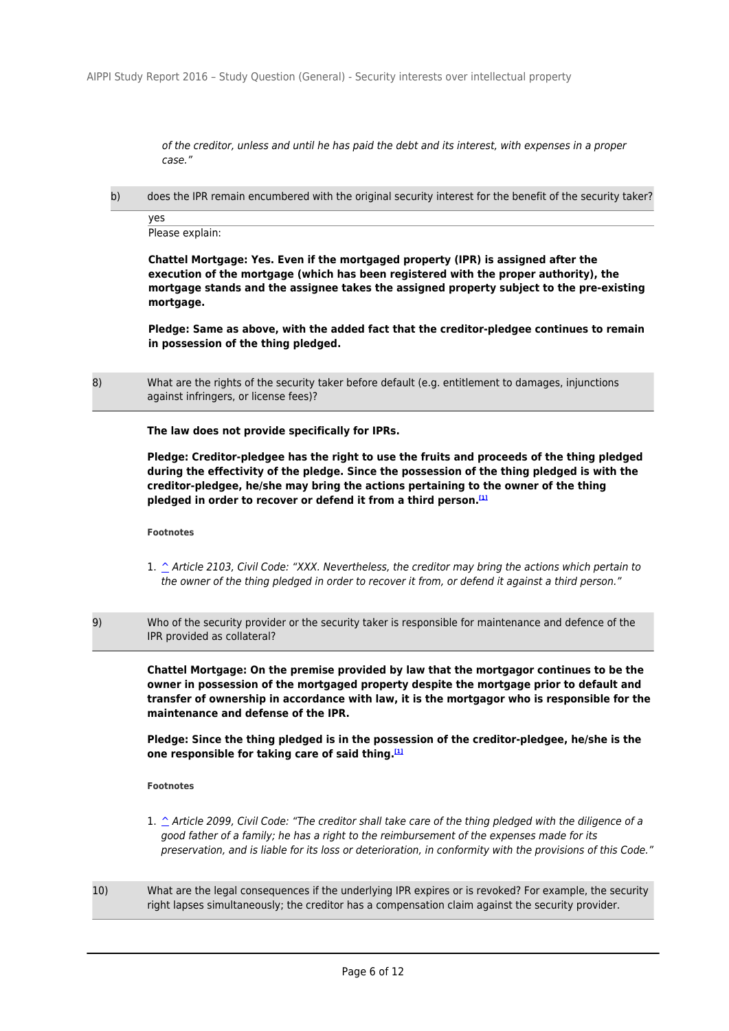*of the creditor, unless and until he has paid the debt and its interest, with expenses in a proper case."*

b) does the IPR remain encumbered with the original security interest for the benefit of the security taker?

yes

Please explain:

**Chattel Mortgage: Yes. Even if the mortgaged property (IPR) is assigned after the execution of the mortgage (which has been registered with the proper authority), the mortgage stands and the assignee takes the assigned property subject to the pre-existing mortgage.**

**Pledge: Same as above, with the added fact that the creditor-pledgee continues to remain in possession of the thing pledged.**

8) What are the rights of the security taker before default (e.g. entitlement to damages, injunctions against infringers, or license fees)?

**The law does not provide specifically for IPRs.**

**Pledge: Creditor-pledgee has the right to use the fruits and proceeds of the thing pledged during the effectivity of the pledge. Since the possession of the thing pledged is with the creditor-pledgee, he/she may bring the actions pertaining to the owner of the thing pledged in order to recover or defend it from a third person.[1]**

**Footnotes**

1. ^ *Article 2103, Civil Code: "XXX. Nevertheless, the creditor may bring the actions which pertain to the owner of the thing pledged in order to recover it from, or defend it against a third person."*

9) Who of the security provider or the security taker is responsible for maintenance and defence of the IPR provided as collateral?

**Chattel Mortgage: On the premise provided by law that the mortgagor continues to be the owner in possession of the mortgaged property despite the mortgage prior to default and transfer of ownership in accordance with law, it is the mortgagor who is responsible for the maintenance and defense of the IPR.**

**Pledge: Since the thing pledged is in the possession of the creditor-pledgee, he/she is the one responsible for taking care of said thing.[1]**

**Footnotes**

1. ^ *Article 2099, Civil Code: "The creditor shall take care of the thing pledged with the diligence of a good father of a family; he has a right to the reimbursement of the expenses made for its preservation, and is liable for its loss or deterioration, in conformity with the provisions of this Code."*

10) What are the legal consequences if the underlying IPR expires or is revoked? For example, the security right lapses simultaneously; the creditor has a compensation claim against the security provider.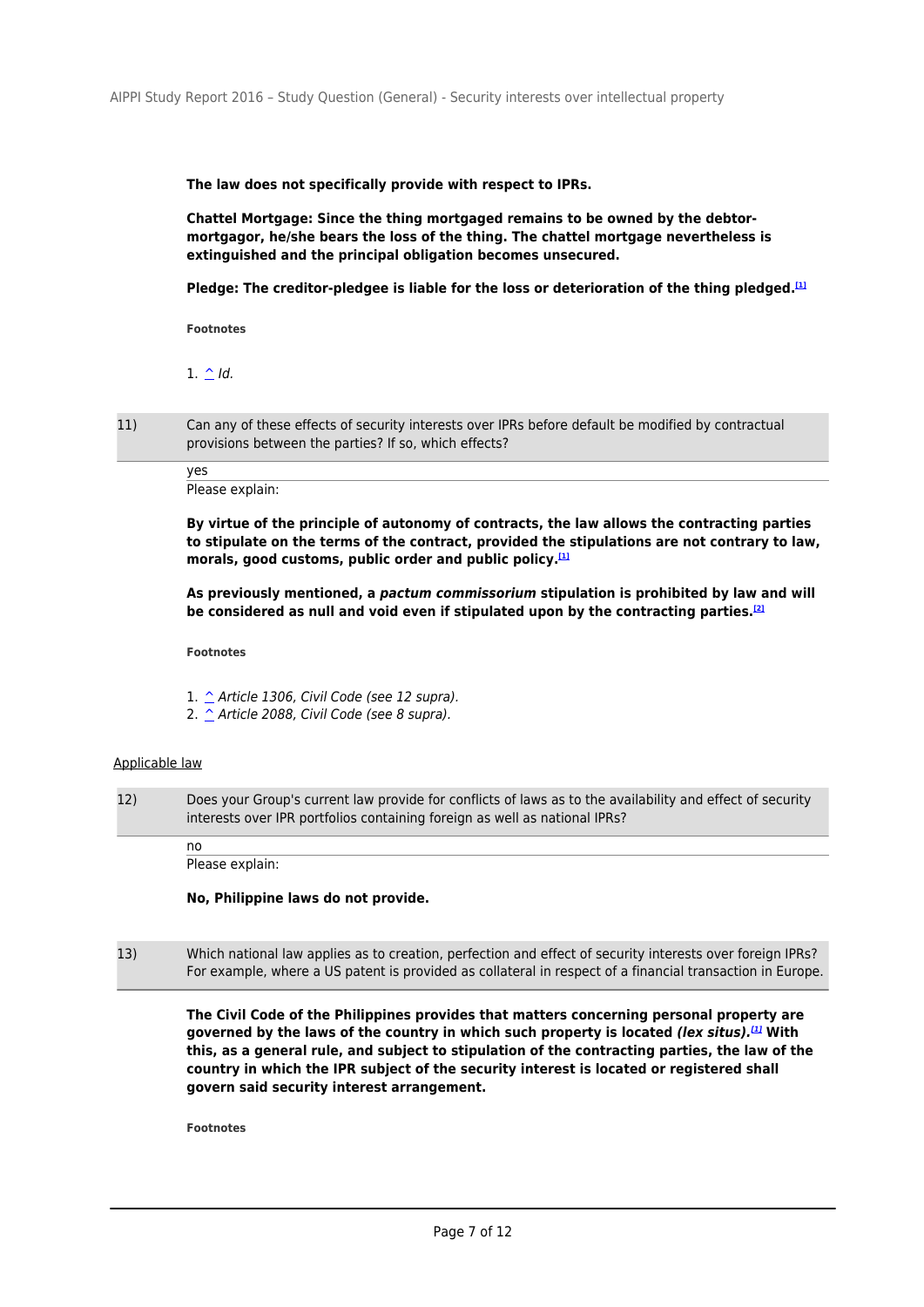**The law does not specifically provide with respect to IPRs.**

**Chattel Mortgage: Since the thing mortgaged remains to be owned by the debtor-mortgagor, he/she bears the loss of the thing. The chattel mortgage nevertheless is extinguished and the principal obligation becomes unsecured.**

**Pledge: The creditor-pledgee is liable for the loss or deterioration of the thing pledged.**[1]

###### Footnotes

1. ^ *Id.*

| 11) | Can any of these effects of security interests over IPRs before default be modified by contractual provisions between the parties? If so, which effects? |
|---|---|

yes

Please explain:

**By virtue of the principle of autonomy of contracts, the law allows the contracting parties to stipulate on the terms of the contract, provided the stipulations are not contrary to law, morals, good customs, public order and public policy.**[1]

**As previously mentioned, a *pactum commissorium* stipulation is prohibited by law and will be considered as null and void even if stipulated upon by the contracting parties.**[2]

###### Footnotes

1. ^ *Article 1306, Civil Code (see 12 supra).*
2. ^ *Article 2088, Civil Code (see 8 supra).*

Applicable law

| 12) | Does your Group's current law provide for conflicts of laws as to the availability and effect of security interests over IPR portfolios containing foreign as well as national IPRs? |
|---|---|

no

Please explain:

**No, Philippine laws do not provide.**

| 13) | Which national law applies as to creation, perfection and effect of security interests over foreign IPRs? For example, where a US patent is provided as collateral in respect of a financial transaction in Europe. |
|---|---|

**The Civil Code of the Philippines provides that matters concerning personal property are governed by the laws of the country in which such property is located *(lex situs)*.**[1] **With this, as a general rule, and subject to stipulation of the contracting parties, the law of the country in which the IPR subject of the security interest is located or registered shall govern said security interest arrangement.**

###### Footnotes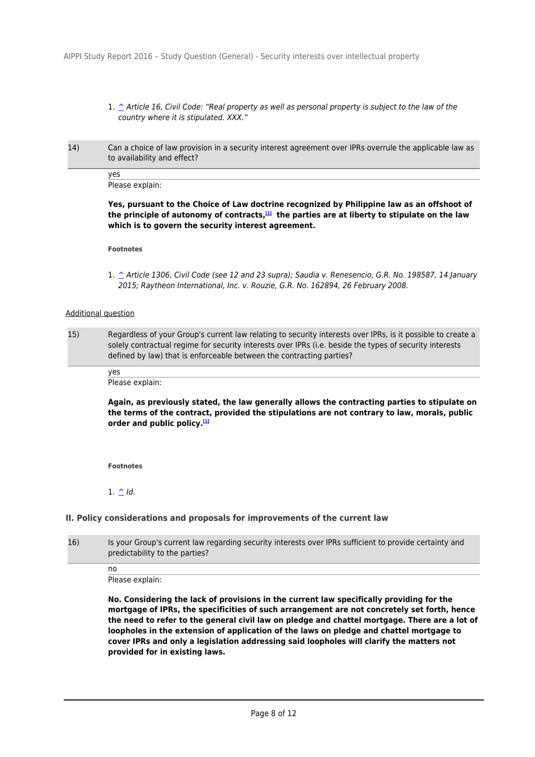1. ^ *Article 16, Civil Code: "Real property as well as personal property is subject to the law of the country where it is stipulated. XXX."*

14) Can a choice of law provision in a security interest agreement over IPRs overrule the applicable law as to availability and effect?

yes

Please explain:

**Yes, pursuant to the Choice of Law doctrine recognized by Philippine law as an offshoot of the principle of autonomy of contracts,[1] the parties are at liberty to stipulate on the law which is to govern the security interest agreement.**

**Footnotes**

1. ^ *Article 1306, Civil Code (see 12 and 23 supra); Saudia v. Renesencio, G.R. No. 198587, 14 January 2015; Raytheon International, Inc. v. Rouzie, G.R. No. 162894, 26 February 2008.*

Additional question

15) Regardless of your Group's current law relating to security interests over IPRs, is it possible to create a solely contractual regime for security interests over IPRs (i.e. beside the types of security interests defined by law) that is enforceable between the contracting parties?

yes

Please explain:

**Again, as previously stated, the law generally allows the contracting parties to stipulate on the terms of the contract, provided the stipulations are not contrary to law, morals, public order and public policy.[1]**

**Footnotes**

1. ^ *Id.*

## II. Policy considerations and proposals for improvements of the current law

16) Is your Group's current law regarding security interests over IPRs sufficient to provide certainty and predictability to the parties?

no

Please explain:

**No. Considering the lack of provisions in the current law specifically providing for the mortgage of IPRs, the specificities of such arrangement are not concretely set forth, hence the need to refer to the general civil law on pledge and chattel mortgage. There are a lot of loopholes in the extension of application of the laws on pledge and chattel mortgage to cover IPRs and only a legislation addressing said loopholes will clarify the matters not provided for in existing laws.**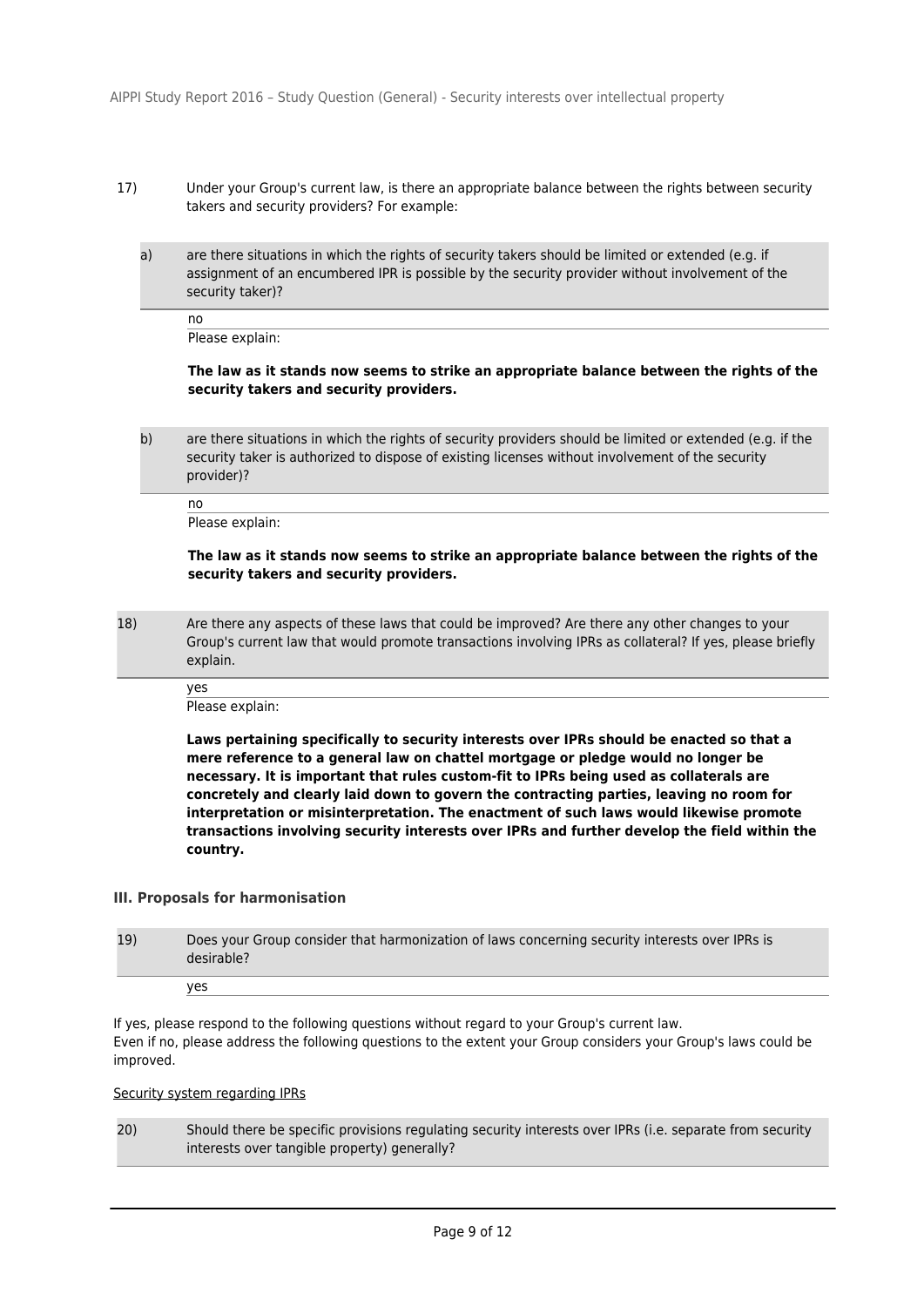17) Under your Group's current law, is there an appropriate balance between the rights between security takers and security providers? For example:

a) are there situations in which the rights of security takers should be limited or extended (e.g. if assignment of an encumbered IPR is possible by the security provider without involvement of the security taker)?

no

Please explain:

**The law as it stands now seems to strike an appropriate balance between the rights of the security takers and security providers.**

b) are there situations in which the rights of security providers should be limited or extended (e.g. if the security taker is authorized to dispose of existing licenses without involvement of the security provider)?

no

Please explain:

**The law as it stands now seems to strike an appropriate balance between the rights of the security takers and security providers.**

18) Are there any aspects of these laws that could be improved? Are there any other changes to your Group's current law that would promote transactions involving IPRs as collateral? If yes, please briefly explain.

yes

Please explain:

**Laws pertaining specifically to security interests over IPRs should be enacted so that a mere reference to a general law on chattel mortgage or pledge would no longer be necessary. It is important that rules custom-fit to IPRs being used as collaterals are concretely and clearly laid down to govern the contracting parties, leaving no room for interpretation or misinterpretation. The enactment of such laws would likewise promote transactions involving security interests over IPRs and further develop the field within the country.**

### III. Proposals for harmonisation

19) Does your Group consider that harmonization of laws concerning security interests over IPRs is desirable?

yes

If yes, please respond to the following questions without regard to your Group's current law.
Even if no, please address the following questions to the extent your Group considers your Group's laws could be improved.

<u>Security system regarding IPRs</u>

20) Should there be specific provisions regulating security interests over IPRs (i.e. separate from security interests over tangible property) generally?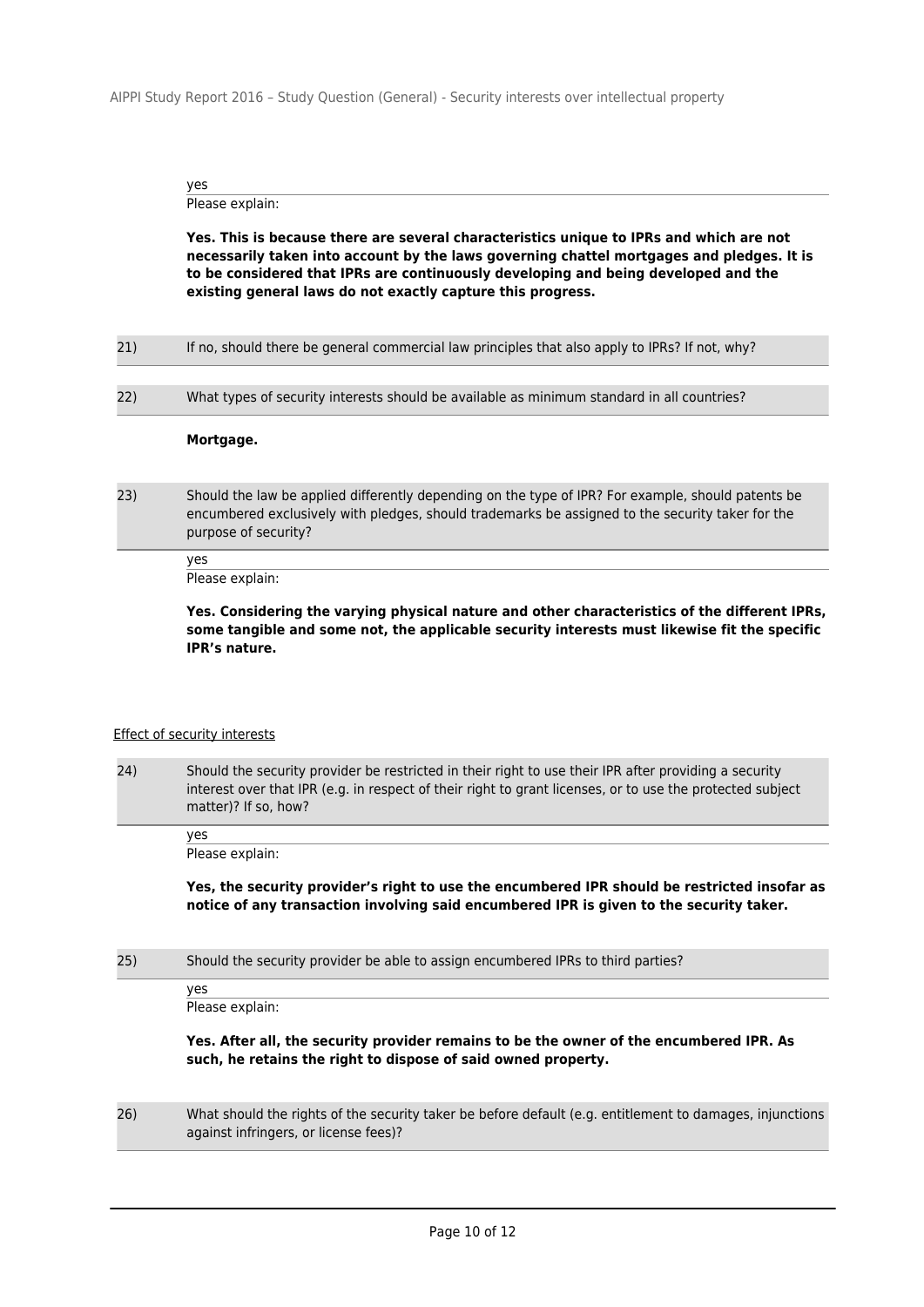yes

Please explain:

**Yes. This is because there are several characteristics unique to IPRs and which are not necessarily taken into account by the laws governing chattel mortgages and pledges. It is to be considered that IPRs are continuously developing and being developed and the existing general laws do not exactly capture this progress.**

21) If no, should there be general commercial law principles that also apply to IPRs? If not, why?

22) What types of security interests should be available as minimum standard in all countries?

**Mortgage.**

23) Should the law be applied differently depending on the type of IPR? For example, should patents be encumbered exclusively with pledges, should trademarks be assigned to the security taker for the purpose of security?

yes

Please explain:

**Yes. Considering the varying physical nature and other characteristics of the different IPRs, some tangible and some not, the applicable security interests must likewise fit the specific IPR's nature.**

Effect of security interests

24) Should the security provider be restricted in their right to use their IPR after providing a security interest over that IPR (e.g. in respect of their right to grant licenses, or to use the protected subject matter)? If so, how?

yes

Please explain:

**Yes, the security provider's right to use the encumbered IPR should be restricted insofar as notice of any transaction involving said encumbered IPR is given to the security taker.**

25) Should the security provider be able to assign encumbered IPRs to third parties?

yes

Please explain:

**Yes. After all, the security provider remains to be the owner of the encumbered IPR. As such, he retains the right to dispose of said owned property.**

26) What should the rights of the security taker be before default (e.g. entitlement to damages, injunctions against infringers, or license fees)?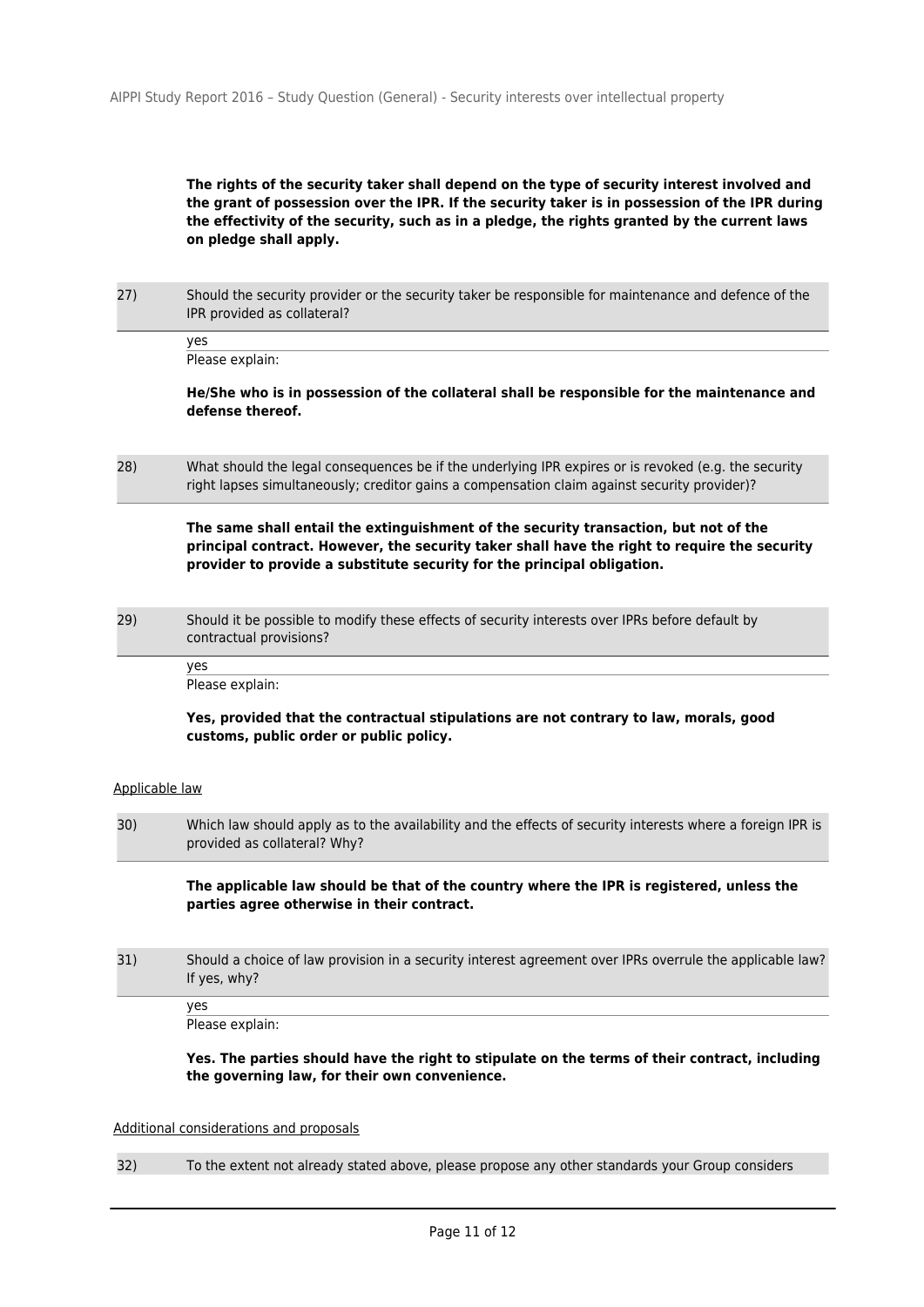**The rights of the security taker shall depend on the type of security interest involved and the grant of possession over the IPR. If the security taker is in possession of the IPR during the effectivity of the security, such as in a pledge, the rights granted by the current laws on pledge shall apply.**

27) Should the security provider or the security taker be responsible for maintenance and defence of the IPR provided as collateral?

yes

Please explain:

**He/She who is in possession of the collateral shall be responsible for the maintenance and defense thereof.**

28) What should the legal consequences be if the underlying IPR expires or is revoked (e.g. the security right lapses simultaneously; creditor gains a compensation claim against security provider)?

**The same shall entail the extinguishment of the security transaction, but not of the principal contract. However, the security taker shall have the right to require the security provider to provide a substitute security for the principal obligation.**

29) Should it be possible to modify these effects of security interests over IPRs before default by contractual provisions?

yes

Please explain:

**Yes, provided that the contractual stipulations are not contrary to law, morals, good customs, public order or public policy.**

Applicable law

30) Which law should apply as to the availability and the effects of security interests where a foreign IPR is provided as collateral? Why?

**The applicable law should be that of the country where the IPR is registered, unless the parties agree otherwise in their contract.**

31) Should a choice of law provision in a security interest agreement over IPRs overrule the applicable law? If yes, why?

yes

Please explain:

**Yes. The parties should have the right to stipulate on the terms of their contract, including the governing law, for their own convenience.**

Additional considerations and proposals

32) To the extent not already stated above, please propose any other standards your Group considers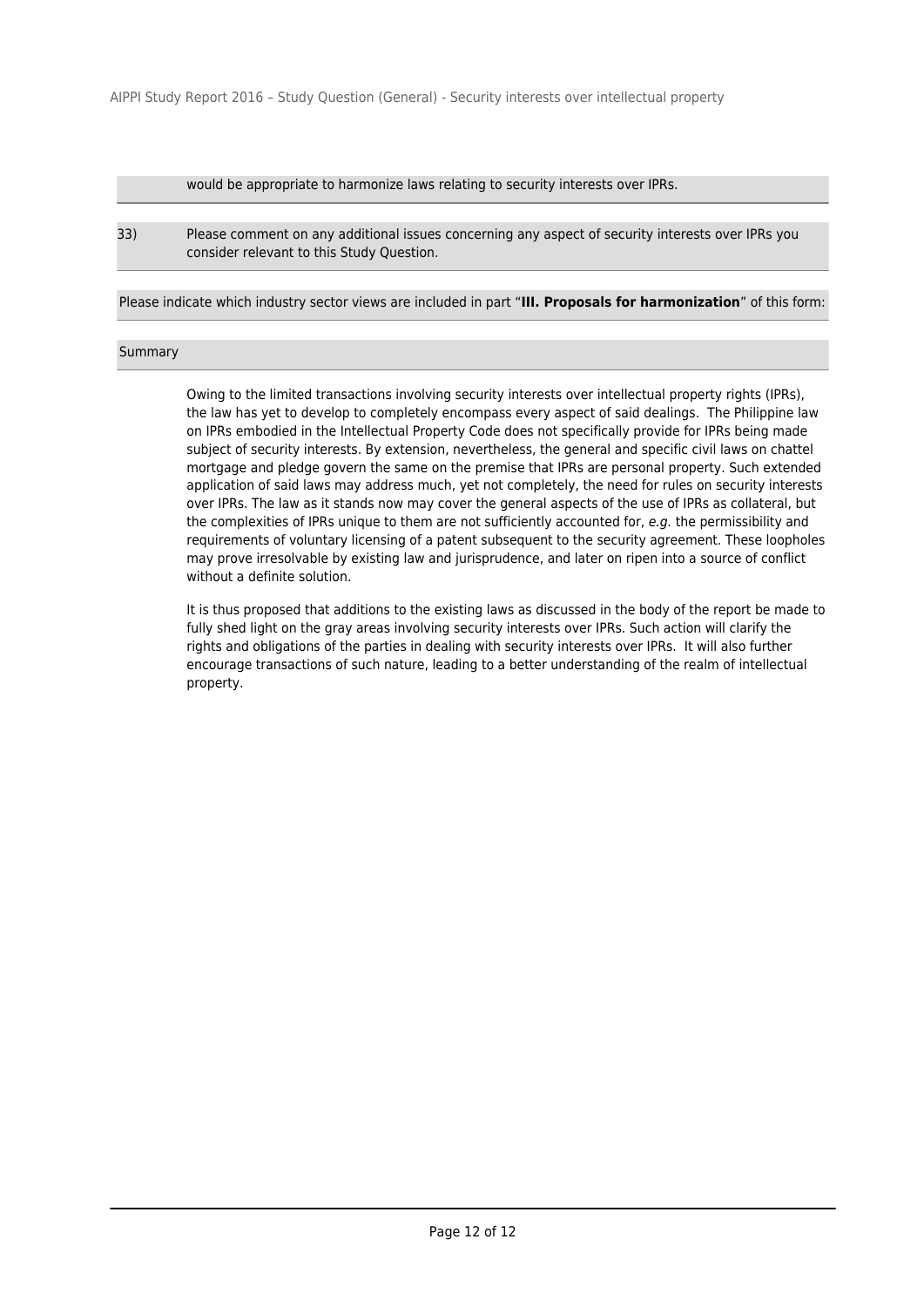would be appropriate to harmonize laws relating to security interests over IPRs.

33) Please comment on any additional issues concerning any aspect of security interests over IPRs you consider relevant to this Study Question.

Please indicate which industry sector views are included in part "**III. Proposals for harmonization**" of this form:

Summary

Owing to the limited transactions involving security interests over intellectual property rights (IPRs), the law has yet to develop to completely encompass every aspect of said dealings. The Philippine law on IPRs embodied in the Intellectual Property Code does not specifically provide for IPRs being made subject of security interests. By extension, nevertheless, the general and specific civil laws on chattel mortgage and pledge govern the same on the premise that IPRs are personal property. Such extended application of said laws may address much, yet not completely, the need for rules on security interests over IPRs. The law as it stands now may cover the general aspects of the use of IPRs as collateral, but the complexities of IPRs unique to them are not sufficiently accounted for, *e.g.* the permissibility and requirements of voluntary licensing of a patent subsequent to the security agreement. These loopholes may prove irresolvable by existing law and jurisprudence, and later on ripen into a source of conflict without a definite solution.

It is thus proposed that additions to the existing laws as discussed in the body of the report be made to fully shed light on the gray areas involving security interests over IPRs. Such action will clarify the rights and obligations of the parties in dealing with security interests over IPRs. It will also further encourage transactions of such nature, leading to a better understanding of the realm of intellectual property.